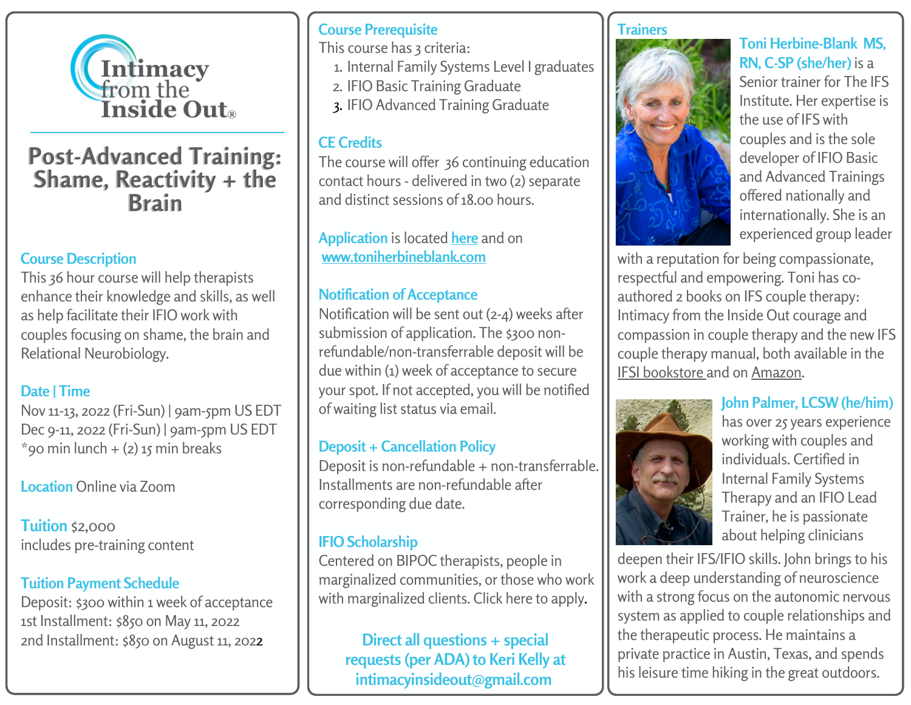# Intimacy from the Inside Out®

# Post-Advanced Training: Shame, Reactivity + the Brain

## Course Description

This 36 hour course will help therapists enhance their knowledge and skills, as well as help facilitate their IFIO work with couples focusing on shame, the brain and Relational Neurobiology.

## Date | Time

Nov 11-13, 2022 (Fri-Sun) | 9am-5pm US EDT
Dec 9-11, 2022 (Fri-Sun) | 9am-5pm US EDT
*90 min lunch + (2) 15 min breaks

**Location** Online via Zoom

**Tuition** $2,000
includes pre-training content

## Tuition Payment Schedule

Deposit: $300 within 1 week of acceptance
1st Installment: $850 on May 11, 2022
2nd Installment: $850 on August 11, 2022

## Course Prerequisite

This course has 3 criteria:

1. Internal Family Systems Level I graduates
2. IFIO Basic Training Graduate
3. IFIO Advanced Training Graduate

## CE Credits

The course will offer 36 continuing education contact hours - delivered in two (2) separate and distinct sessions of 18.00 hours.

**Application** is located here and on www.toniherbineblank.com

## Notification of Acceptance

Notification will be sent out (2-4) weeks after submission of application. The $300 non-refundable/non-transferrable deposit will be due within (1) week of acceptance to secure your spot. If not accepted, you will be notified of waiting list status via email.

## Deposit + Cancellation Policy

Deposit is non-refundable + non-transferrable. Installments are non-refundable after corresponding due date.

## IFIO Scholarship

Centered on BIPOC therapists, people in marginalized communities, or those who work with marginalized clients. Click here to apply.

**Direct all questions + special requests (per ADA) to Keri Kelly at intimacyinsideout@gmail.com**

## Trainers

**Toni Herbine-Blank MS, RN, C-SP (she/her)** is a Senior trainer for The IFS Institute. Her expertise is the use of IFS with couples and is the sole developer of IFIO Basic and Advanced Trainings offered nationally and internationally. She is an experienced group leader with a reputation for being compassionate, respectful and empowering. Toni has co-authored 2 books on IFS couple therapy: Intimacy from the Inside Out courage and compassion in couple therapy and the new IFS couple therapy manual, both available in the IFSI bookstore and on Amazon.

**John Palmer, LCSW (he/him)** has over 25 years experience working with couples and individuals. Certified in Internal Family Systems Therapy and an IFIO Lead Trainer, he is passionate about helping clinicians deepen their IFS/IFIO skills. John brings to his work a deep understanding of neuroscience with a strong focus on the autonomic nervous system as applied to couple relationships and the therapeutic process. He maintains a private practice in Austin, Texas, and spends his leisure time hiking in the great outdoors.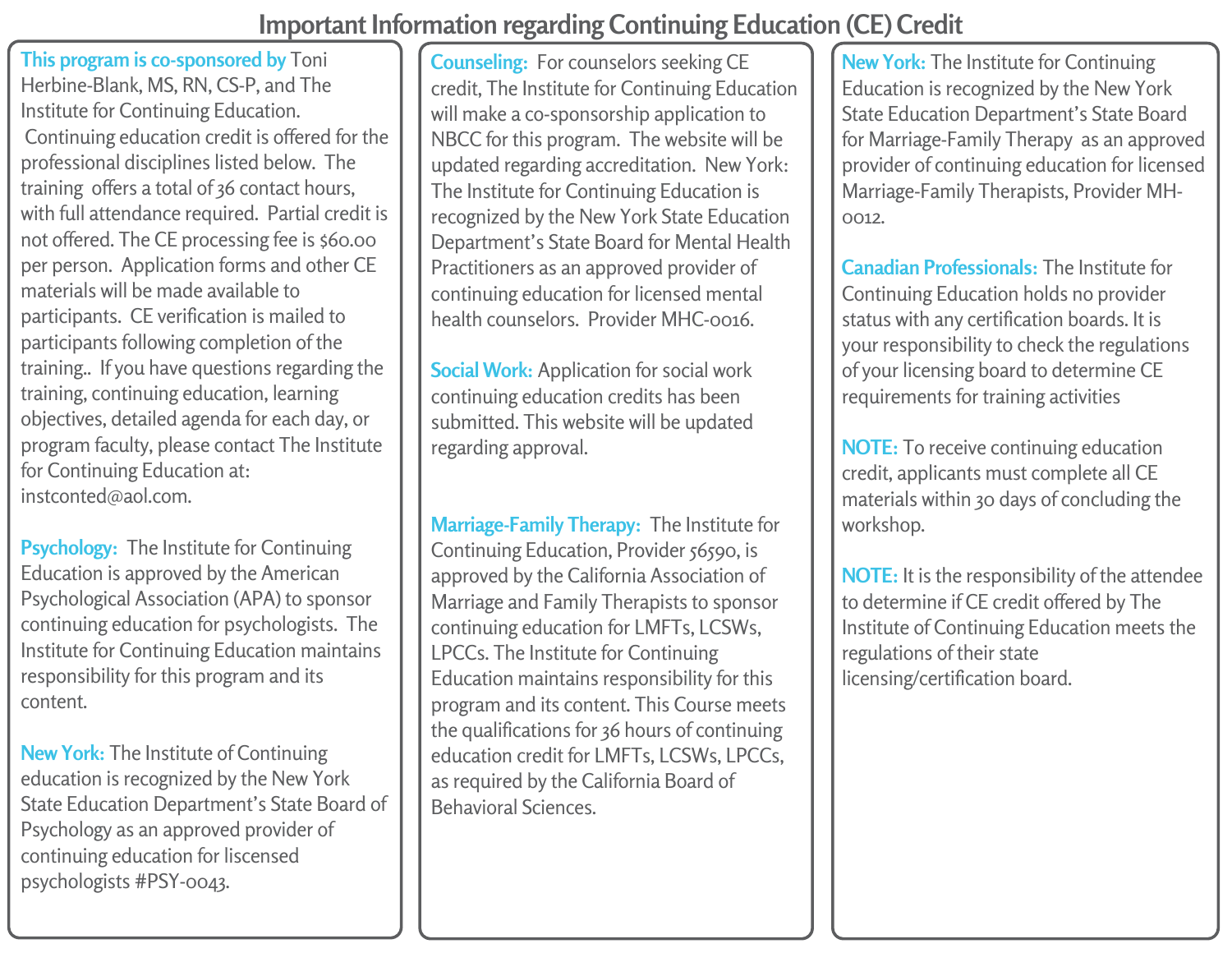# Important Information regarding Continuing Education (CE) Credit

**This program is co-sponsored by** Toni Herbine-Blank, MS, RN, CS-P, and The Institute for Continuing Education. Continuing education credit is offered for the professional disciplines listed below. The training offers a total of 36 contact hours, with full attendance required. Partial credit is not offered. The CE processing fee is $60.00 per person. Application forms and other CE materials will be made available to participants. CE verification is mailed to participants following completion of the training.. If you have questions regarding the training, continuing education, learning objectives, detailed agenda for each day, or program faculty, please contact The Institute for Continuing Education at: instconted@aol.com.

**Psychology:** The Institute for Continuing Education is approved by the American Psychological Association (APA) to sponsor continuing education for psychologists. The Institute for Continuing Education maintains responsibility for this program and its content.

**New York:** The Institute of Continuing education is recognized by the New York State Education Department's State Board of Psychology as an approved provider of continuing education for liscensed psychologists #PSY-0043.

**Counseling:** For counselors seeking CE credit, The Institute for Continuing Education will make a co-sponsorship application to NBCC for this program. The website will be updated regarding accreditation. New York: The Institute for Continuing Education is recognized by the New York State Education Department's State Board for Mental Health Practitioners as an approved provider of continuing education for licensed mental health counselors. Provider MHC-0016.

**Social Work:** Application for social work continuing education credits has been submitted. This website will be updated regarding approval.

**Marriage-Family Therapy:** The Institute for Continuing Education, Provider 56590, is approved by the California Association of Marriage and Family Therapists to sponsor continuing education for LMFTs, LCSWs, LPCCs. The Institute for Continuing Education maintains responsibility for this program and its content. This Course meets the qualifications for 36 hours of continuing education credit for LMFTs, LCSWs, LPCCs, as required by the California Board of Behavioral Sciences.

**New York:** The Institute for Continuing Education is recognized by the New York State Education Department's State Board for Marriage-Family Therapy as an approved provider of continuing education for licensed Marriage-Family Therapists, Provider MH-0012.

**Canadian Professionals:** The Institute for Continuing Education holds no provider status with any certification boards. It is your responsibility to check the regulations of your licensing board to determine CE requirements for training activities

**NOTE:** To receive continuing education credit, applicants must complete all CE materials within 30 days of concluding the workshop.

**NOTE:** It is the responsibility of the attendee to determine if CE credit offered by The Institute of Continuing Education meets the regulations of their state licensing/certification board.